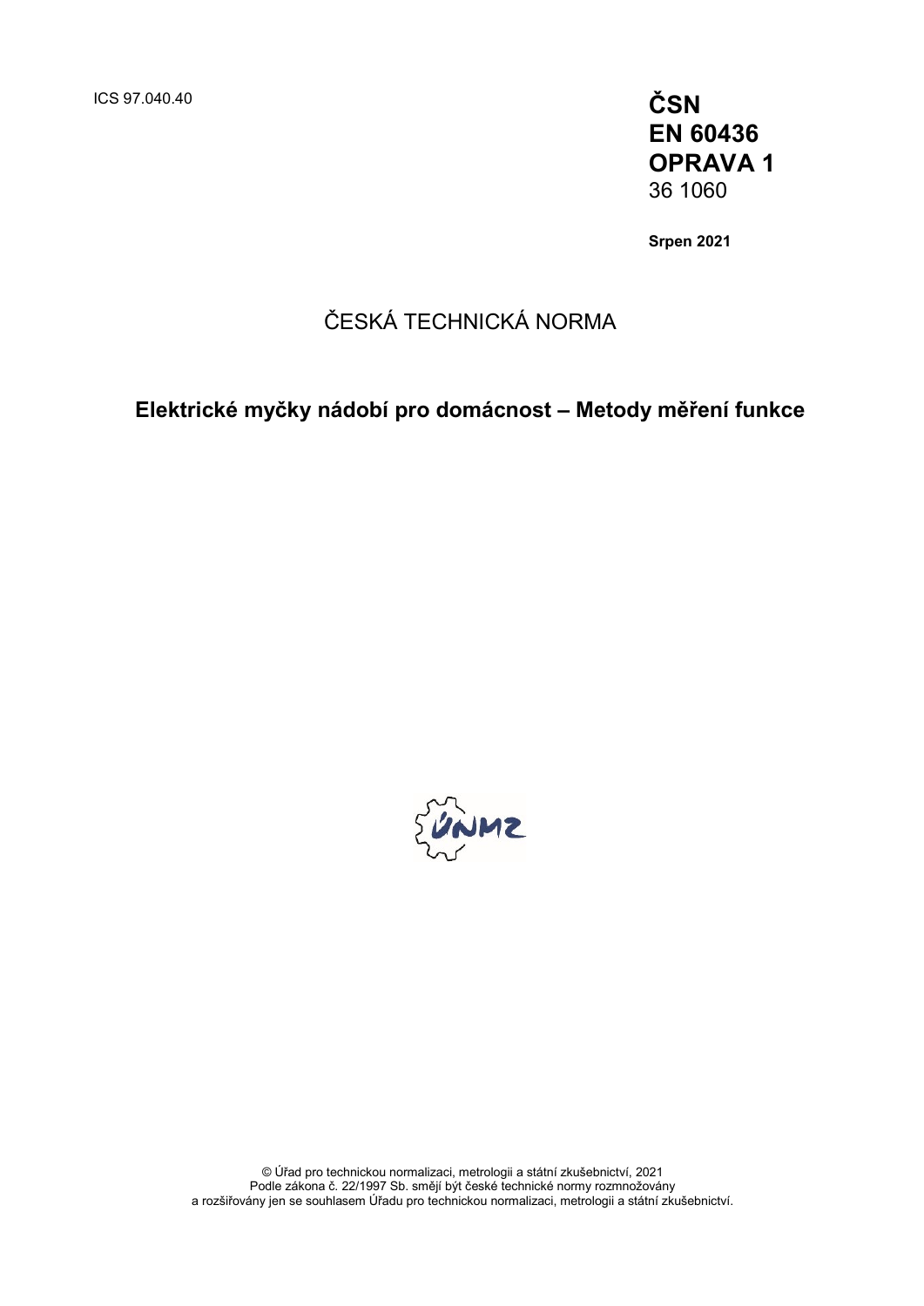ICS 97.040.40

**ČSN**
**EN 60436**
**OPRAVA 1**
36 1060

**Srpen 2021**

ČESKÁ TECHNICKÁ NORMA

**Elektrické myčky nádobí pro domácnost – Metody měření funkce**

© Úřad pro technickou normalizaci, metrologii a státní zkušebnictví, 2021
Podle zákona č. 22/1997 Sb. smějí být české technické normy rozmnožovány
a rozšiřovány jen se souhlasem Úřadu pro technickou normalizaci, metrologii a státní zkušebnictví.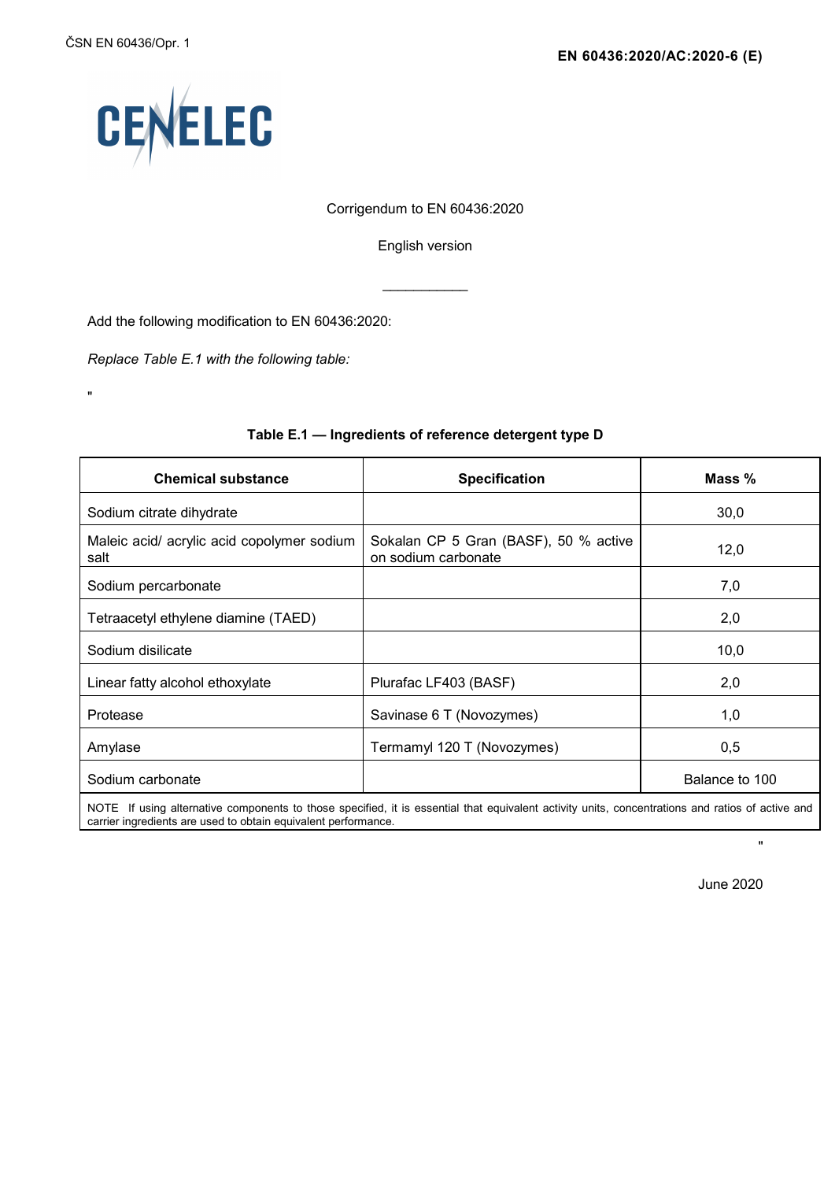EN 60436:2020/AC:2020-6 (E)

Corrigendum to EN 60436:2020

English version

___________

Add the following modification to EN 60436:2020:

*Replace Table E.1 with the following table:*

"

**Table E.1 — Ingredients of reference detergent type D**

| Chemical substance | Specification | Mass % |
|---|---|---|
| Sodium citrate dihydrate | | 30,0 |
| Maleic acid/ acrylic acid copolymer sodium salt | Sokalan CP 5 Gran (BASF), 50 % active on sodium carbonate | 12,0 |
| Sodium percarbonate | | 7,0 |
| Tetraacetyl ethylene diamine (TAED) | | 2,0 |
| Sodium disilicate | | 10,0 |
| Linear fatty alcohol ethoxylate | Plurafac LF403 (BASF) | 2,0 |
| Protease | Savinase 6 T (Novozymes) | 1,0 |
| Amylase | Termamyl 120 T (Novozymes) | 0,5 |
| Sodium carbonate | | Balance to 100 |
| NOTE If using alternative components to those specified, it is essential that equivalent activity units, concentrations and ratios of active and carrier ingredients are used to obtain equivalent performance. | | |

"

June 2020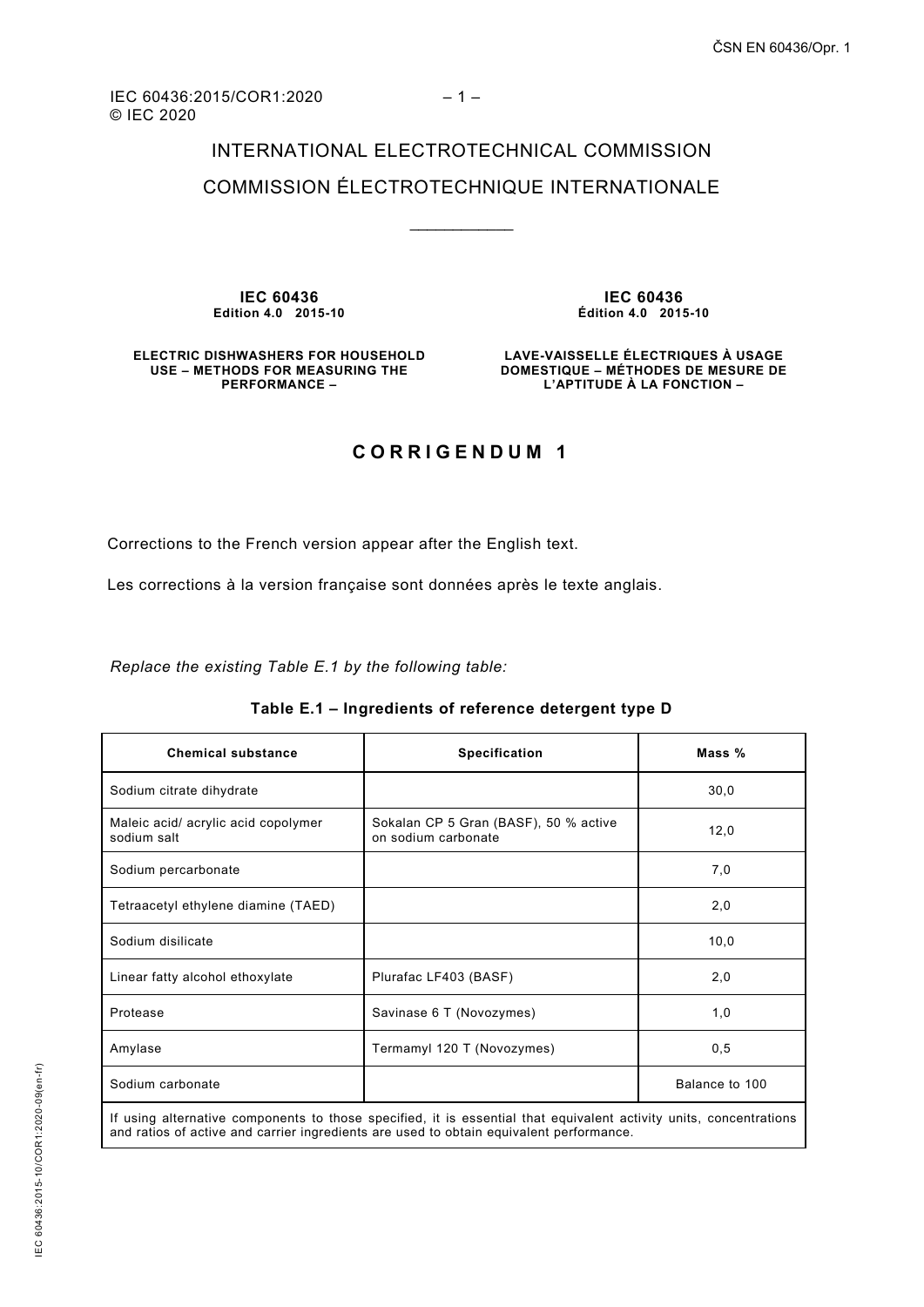IEC 60436:2015/COR1:2020
© IEC 2020

INTERNATIONAL ELECTROTECHNICAL COMMISSION

COMMISSION ÉLECTROTECHNIQUE INTERNATIONALE

____________

**IEC 60436**
**Edition 4.0 2015-10**

**ELECTRIC DISHWASHERS FOR HOUSEHOLD USE – METHODS FOR MEASURING THE PERFORMANCE –**

**IEC 60436**
**Édition 4.0 2015-10**

**LAVE-VAISSELLE ÉLECTRIQUES À USAGE DOMESTIQUE – MÉTHODES DE MESURE DE L'APTITUDE À LA FONCTION –**

# CORRIGENDUM 1

Corrections to the French version appear after the English text.

Les corrections à la version française sont données après le texte anglais.

*Replace the existing Table E.1 by the following table:*

**Table E.1 – Ingredients of reference detergent type D**

| Chemical substance | Specification | Mass % |
|---|---|---|
| Sodium citrate dihydrate | | 30,0 |
| Maleic acid/ acrylic acid copolymer sodium salt | Sokalan CP 5 Gran (BASF), 50 % active on sodium carbonate | 12,0 |
| Sodium percarbonate | | 7,0 |
| Tetraacetyl ethylene diamine (TAED) | | 2,0 |
| Sodium disilicate | | 10,0 |
| Linear fatty alcohol ethoxylate | Plurafac LF403 (BASF) | 2,0 |
| Protease | Savinase 6 T (Novozymes) | 1,0 |
| Amylase | Termamyl 120 T (Novozymes) | 0,5 |
| Sodium carbonate | | Balance to 100 |
| If using alternative components to those specified, it is essential that equivalent activity units, concentrations and ratios of active and carrier ingredients are used to obtain equivalent performance. | | |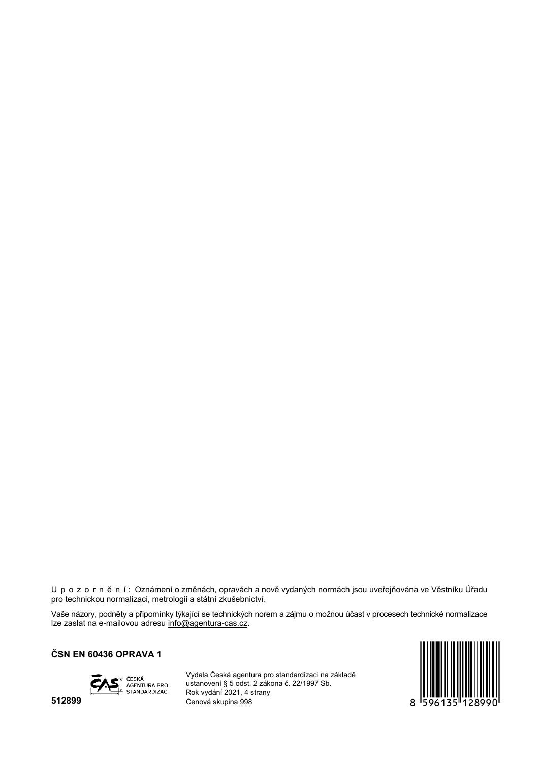U p o z o r n ě n í : Oznámení o změnách, opravách a nově vydaných normách jsou uveřejňována ve Věstníku Úřadu pro technickou normalizaci, metrologii a státní zkušebnictví.

Vaše názory, podněty a připomínky týkající se technických norem a zájmu o možnou účast v procesech technické normalizace lze zaslat na e-mailovou adresu info@agentura-cas.cz.

**ČSN EN 60436 OPRAVA 1**

ČESKÁ AGENTURA PRO STANDARDIZACI

Vydala Česká agentura pro standardizaci na základě ustanovení § 5 odst. 2 zákona č. 22/1997 Sb.
Rok vydání 2021, 4 strany
Cenová skupina 998

**512899**

8 596135 128990